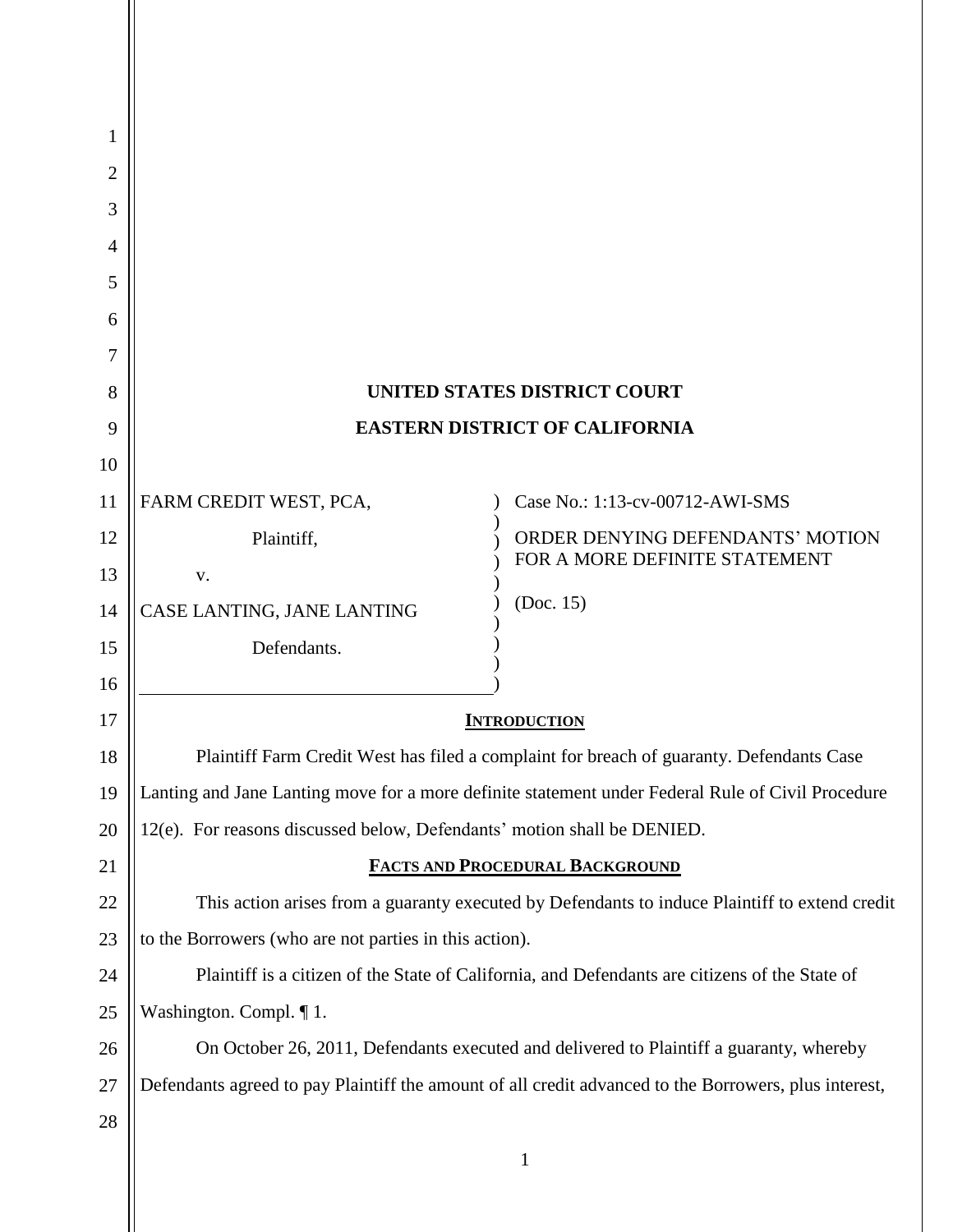**UNITED STATES DISTRICT COURT**

**EASTERN DISTRICT OF CALIFORNIA**

| | |
|---|---|
| FARM CREDIT WEST, PCA,<br><br>Plaintiff,<br><br>v.<br><br>CASE LANTING, JANE LANTING<br><br>Defendants. | Case No.: 1:13-cv-00712-AWI-SMS<br><br>ORDER DENYING DEFENDANTS' MOTION FOR A MORE DEFINITE STATEMENT<br><br>(Doc. 15) |

## INTRODUCTION

Plaintiff Farm Credit West has filed a complaint for breach of guaranty. Defendants Case Lanting and Jane Lanting move for a more definite statement under Federal Rule of Civil Procedure 12(e). For reasons discussed below, Defendants' motion shall be DENIED.

## FACTS AND PROCEDURAL BACKGROUND

This action arises from a guaranty executed by Defendants to induce Plaintiff to extend credit to the Borrowers (who are not parties in this action).

Plaintiff is a citizen of the State of California, and Defendants are citizens of the State of Washington. Compl. ¶ 1.

On October 26, 2011, Defendants executed and delivered to Plaintiff a guaranty, whereby Defendants agreed to pay Plaintiff the amount of all credit advanced to the Borrowers, plus interest,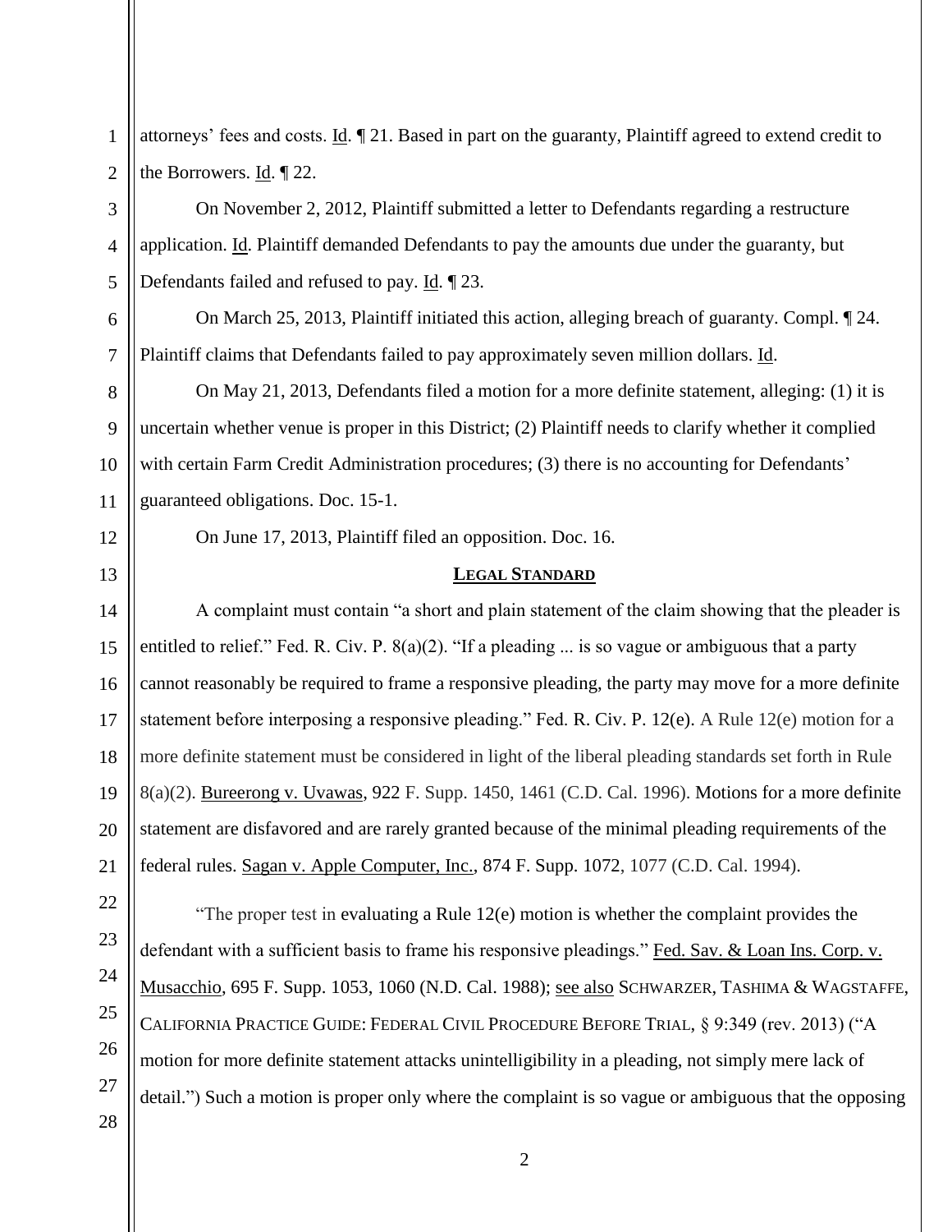attorneys' fees and costs. Id. ¶ 21. Based in part on the guaranty, Plaintiff agreed to extend credit to the Borrowers. Id. ¶ 22.

On November 2, 2012, Plaintiff submitted a letter to Defendants regarding a restructure application. Id. Plaintiff demanded Defendants to pay the amounts due under the guaranty, but Defendants failed and refused to pay. Id. ¶ 23.

On March 25, 2013, Plaintiff initiated this action, alleging breach of guaranty. Compl. ¶ 24. Plaintiff claims that Defendants failed to pay approximately seven million dollars. Id.

On May 21, 2013, Defendants filed a motion for a more definite statement, alleging: (1) it is uncertain whether venue is proper in this District; (2) Plaintiff needs to clarify whether it complied with certain Farm Credit Administration procedures; (3) there is no accounting for Defendants' guaranteed obligations. Doc. 15-1.

On June 17, 2013, Plaintiff filed an opposition. Doc. 16.

## LEGAL STANDARD

A complaint must contain "a short and plain statement of the claim showing that the pleader is entitled to relief." Fed. R. Civ. P. 8(a)(2). "If a pleading ... is so vague or ambiguous that a party cannot reasonably be required to frame a responsive pleading, the party may move for a more definite statement before interposing a responsive pleading." Fed. R. Civ. P. 12(e). A Rule 12(e) motion for a more definite statement must be considered in light of the liberal pleading standards set forth in Rule 8(a)(2). Bureerong v. Uvawas, 922 F. Supp. 1450, 1461 (C.D. Cal. 1996). Motions for a more definite statement are disfavored and are rarely granted because of the minimal pleading requirements of the federal rules. Sagan v. Apple Computer, Inc., 874 F. Supp. 1072, 1077 (C.D. Cal. 1994).

"The proper test in evaluating a Rule 12(e) motion is whether the complaint provides the defendant with a sufficient basis to frame his responsive pleadings." Fed. Sav. & Loan Ins. Corp. v. Musacchio, 695 F. Supp. 1053, 1060 (N.D. Cal. 1988); see also SCHWARZER, TASHIMA & WAGSTAFFE, CALIFORNIA PRACTICE GUIDE: FEDERAL CIVIL PROCEDURE BEFORE TRIAL, § 9:349 (rev. 2013) ("A motion for more definite statement attacks unintelligibility in a pleading, not simply mere lack of detail.") Such a motion is proper only where the complaint is so vague or ambiguous that the opposing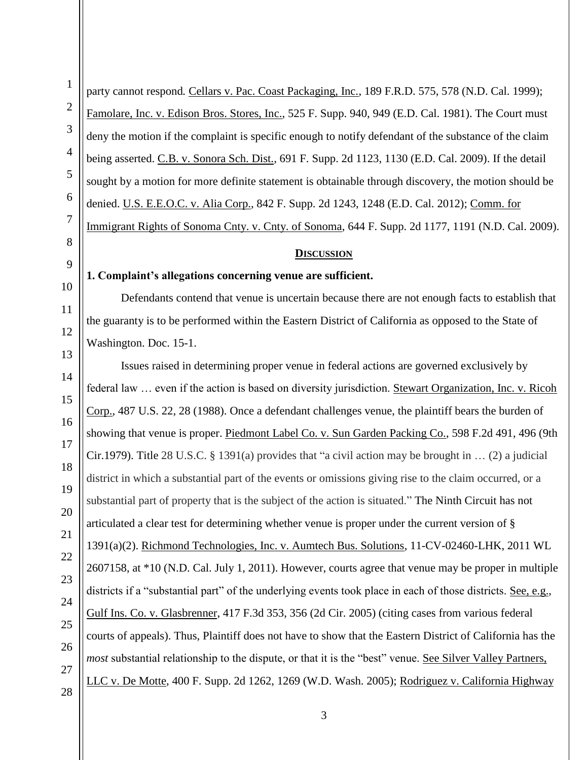party cannot respond. Cellars v. Pac. Coast Packaging, Inc., 189 F.R.D. 575, 578 (N.D. Cal. 1999); Famolare, Inc. v. Edison Bros. Stores, Inc., 525 F. Supp. 940, 949 (E.D. Cal. 1981). The Court must deny the motion if the complaint is specific enough to notify defendant of the substance of the claim being asserted. C.B. v. Sonora Sch. Dist., 691 F. Supp. 2d 1123, 1130 (E.D. Cal. 2009). If the detail sought by a motion for more definite statement is obtainable through discovery, the motion should be denied. U.S. E.E.O.C. v. Alia Corp., 842 F. Supp. 2d 1243, 1248 (E.D. Cal. 2012); Comm. for Immigrant Rights of Sonoma Cnty. v. Cnty. of Sonoma, 644 F. Supp. 2d 1177, 1191 (N.D. Cal. 2009).

## DISCUSSION

**1. Complaint's allegations concerning venue are sufficient.**

Defendants contend that venue is uncertain because there are not enough facts to establish that the guaranty is to be performed within the Eastern District of California as opposed to the State of Washington. Doc. 15-1.

Issues raised in determining proper venue in federal actions are governed exclusively by federal law … even if the action is based on diversity jurisdiction. Stewart Organization, Inc. v. Ricoh Corp., 487 U.S. 22, 28 (1988). Once a defendant challenges venue, the plaintiff bears the burden of showing that venue is proper. Piedmont Label Co. v. Sun Garden Packing Co., 598 F.2d 491, 496 (9th Cir.1979). Title 28 U.S.C. § 1391(a) provides that "a civil action may be brought in … (2) a judicial district in which a substantial part of the events or omissions giving rise to the claim occurred, or a substantial part of property that is the subject of the action is situated." The Ninth Circuit has not articulated a clear test for determining whether venue is proper under the current version of § 1391(a)(2). Richmond Technologies, Inc. v. Aumtech Bus. Solutions, 11-CV-02460-LHK, 2011 WL 2607158, at *10 (N.D. Cal. July 1, 2011). However, courts agree that venue may be proper in multiple districts if a "substantial part" of the underlying events took place in each of those districts. See, e.g., Gulf Ins. Co. v. Glasbrenner, 417 F.3d 353, 356 (2d Cir. 2005) (citing cases from various federal courts of appeals). Thus, Plaintiff does not have to show that the Eastern District of California has the *most* substantial relationship to the dispute, or that it is the "best" venue. See Silver Valley Partners, LLC v. De Motte, 400 F. Supp. 2d 1262, 1269 (W.D. Wash. 2005); Rodriguez v. California Highway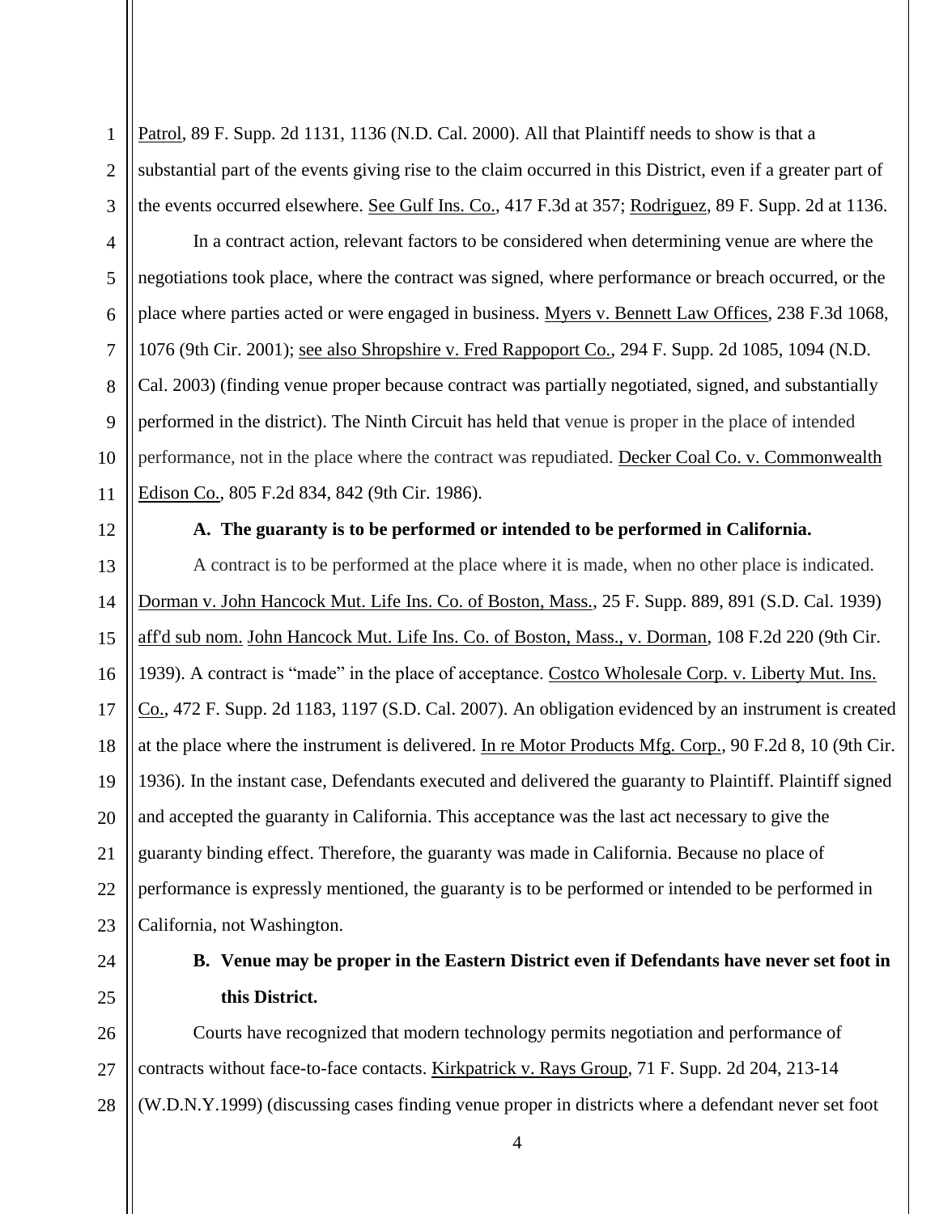Patrol, 89 F. Supp. 2d 1131, 1136 (N.D. Cal. 2000). All that Plaintiff needs to show is that a substantial part of the events giving rise to the claim occurred in this District, even if a greater part of the events occurred elsewhere. See Gulf Ins. Co., 417 F.3d at 357; Rodriguez, 89 F. Supp. 2d at 1136.

In a contract action, relevant factors to be considered when determining venue are where the negotiations took place, where the contract was signed, where performance or breach occurred, or the place where parties acted or were engaged in business. Myers v. Bennett Law Offices, 238 F.3d 1068, 1076 (9th Cir. 2001); see also Shropshire v. Fred Rappoport Co., 294 F. Supp. 2d 1085, 1094 (N.D. Cal. 2003) (finding venue proper because contract was partially negotiated, signed, and substantially performed in the district). The Ninth Circuit has held that venue is proper in the place of intended performance, not in the place where the contract was repudiated. Decker Coal Co. v. Commonwealth Edison Co., 805 F.2d 834, 842 (9th Cir. 1986).

**A. The guaranty is to be performed or intended to be performed in California.**

A contract is to be performed at the place where it is made, when no other place is indicated. Dorman v. John Hancock Mut. Life Ins. Co. of Boston, Mass., 25 F. Supp. 889, 891 (S.D. Cal. 1939) aff'd sub nom. John Hancock Mut. Life Ins. Co. of Boston, Mass., v. Dorman, 108 F.2d 220 (9th Cir. 1939). A contract is "made" in the place of acceptance. Costco Wholesale Corp. v. Liberty Mut. Ins. Co., 472 F. Supp. 2d 1183, 1197 (S.D. Cal. 2007). An obligation evidenced by an instrument is created at the place where the instrument is delivered. In re Motor Products Mfg. Corp., 90 F.2d 8, 10 (9th Cir. 1936). In the instant case, Defendants executed and delivered the guaranty to Plaintiff. Plaintiff signed and accepted the guaranty in California. This acceptance was the last act necessary to give the guaranty binding effect. Therefore, the guaranty was made in California. Because no place of performance is expressly mentioned, the guaranty is to be performed or intended to be performed in California, not Washington.

**B. Venue may be proper in the Eastern District even if Defendants have never set foot in this District.**

Courts have recognized that modern technology permits negotiation and performance of contracts without face-to-face contacts. Kirkpatrick v. Rays Group, 71 F. Supp. 2d 204, 213-14 (W.D.N.Y.1999) (discussing cases finding venue proper in districts where a defendant never set foot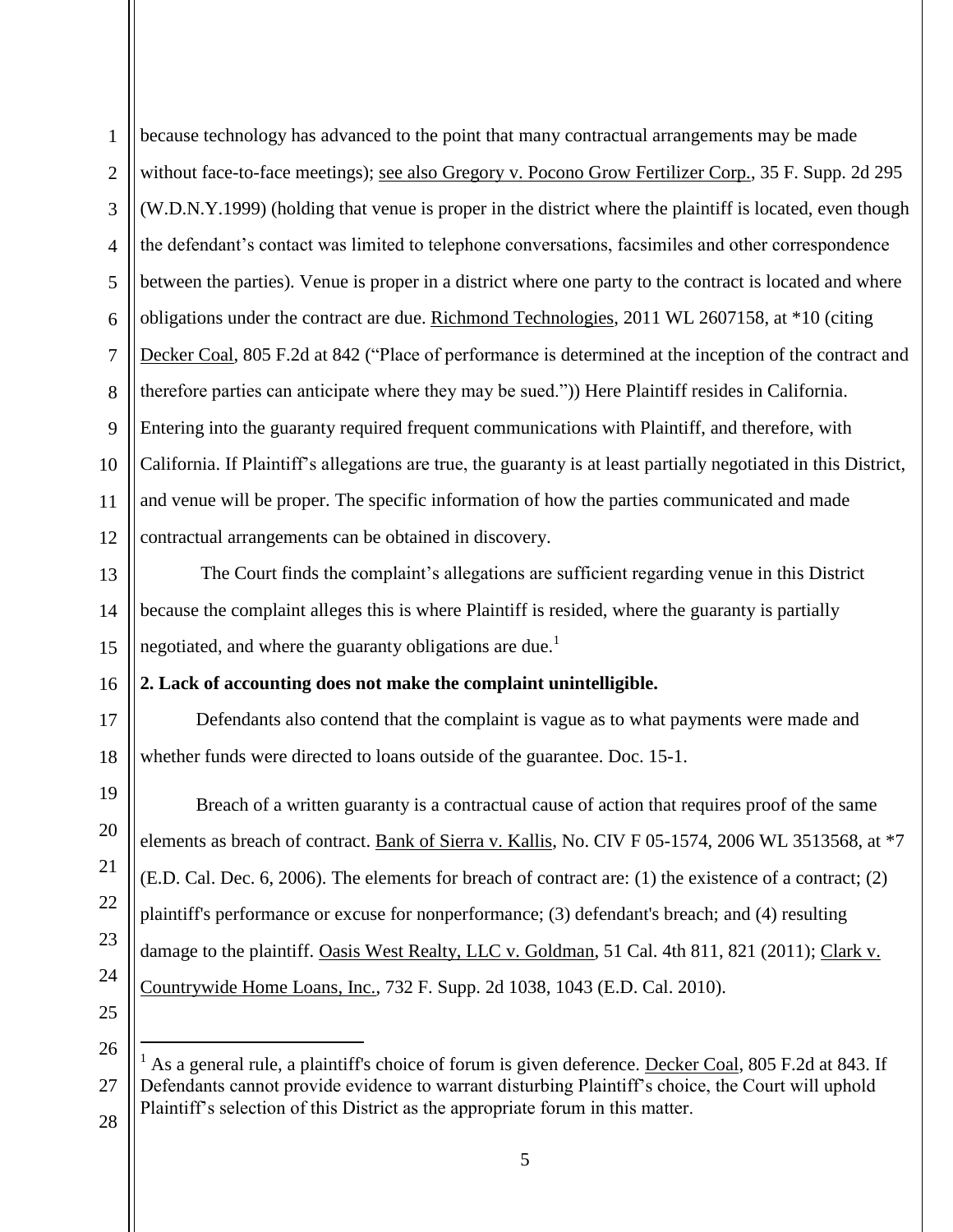because technology has advanced to the point that many contractual arrangements may be made without face-to-face meetings); see also Gregory v. Pocono Grow Fertilizer Corp., 35 F. Supp. 2d 295 (W.D.N.Y.1999) (holding that venue is proper in the district where the plaintiff is located, even though the defendant's contact was limited to telephone conversations, facsimiles and other correspondence between the parties). Venue is proper in a district where one party to the contract is located and where obligations under the contract are due. Richmond Technologies, 2011 WL 2607158, at *10 (citing Decker Coal, 805 F.2d at 842 ("Place of performance is determined at the inception of the contract and therefore parties can anticipate where they may be sued.")) Here Plaintiff resides in California. Entering into the guaranty required frequent communications with Plaintiff, and therefore, with California. If Plaintiff's allegations are true, the guaranty is at least partially negotiated in this District, and venue will be proper. The specific information of how the parties communicated and made contractual arrangements can be obtained in discovery.

The Court finds the complaint's allegations are sufficient regarding venue in this District because the complaint alleges this is where Plaintiff is resided, where the guaranty is partially negotiated, and where the guaranty obligations are due.[1]

**2. Lack of accounting does not make the complaint unintelligible.**

Defendants also contend that the complaint is vague as to what payments were made and whether funds were directed to loans outside of the guarantee. Doc. 15-1.

Breach of a written guaranty is a contractual cause of action that requires proof of the same elements as breach of contract. Bank of Sierra v. Kallis, No. CIV F 05-1574, 2006 WL 3513568, at *7 (E.D. Cal. Dec. 6, 2006). The elements for breach of contract are: (1) the existence of a contract; (2) plaintiff's performance or excuse for nonperformance; (3) defendant's breach; and (4) resulting damage to the plaintiff. Oasis West Realty, LLC v. Goldman, 51 Cal. 4th 811, 821 (2011); Clark v. Countrywide Home Loans, Inc., 732 F. Supp. 2d 1038, 1043 (E.D. Cal. 2010).

[1] As a general rule, a plaintiff's choice of forum is given deference. Decker Coal, 805 F.2d at 843. If Defendants cannot provide evidence to warrant disturbing Plaintiff's choice, the Court will uphold Plaintiff's selection of this District as the appropriate forum in this matter.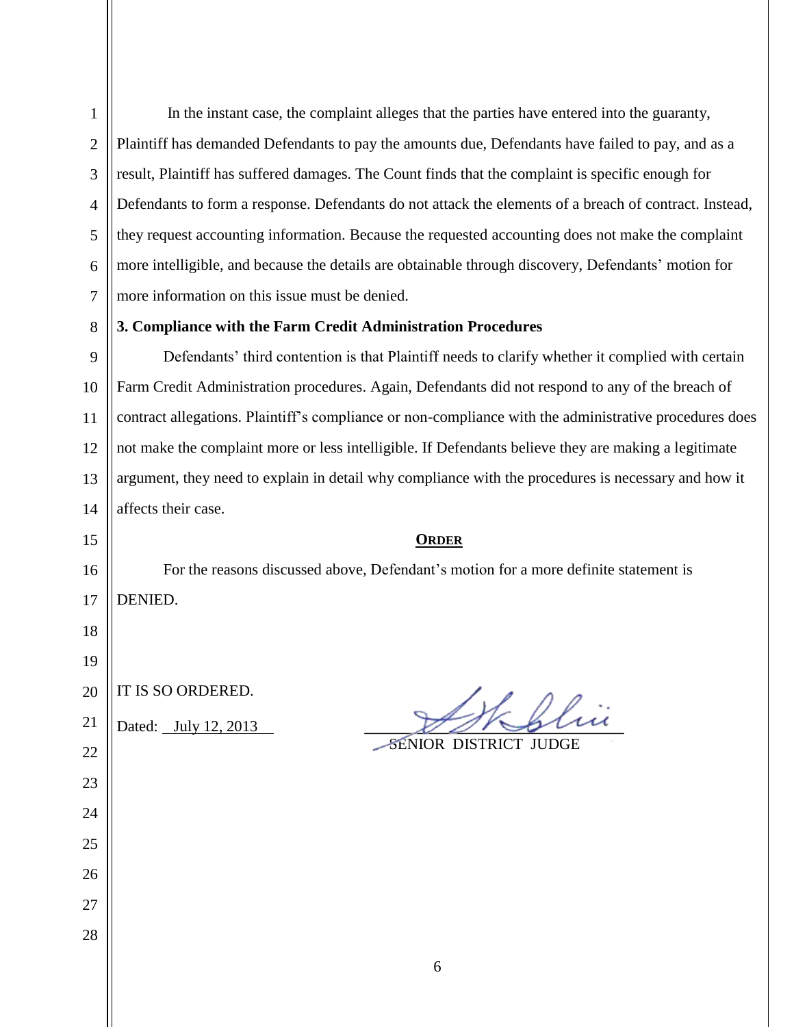In the instant case, the complaint alleges that the parties have entered into the guaranty, Plaintiff has demanded Defendants to pay the amounts due, Defendants have failed to pay, and as a result, Plaintiff has suffered damages. The Count finds that the complaint is specific enough for Defendants to form a response. Defendants do not attack the elements of a breach of contract. Instead, they request accounting information. Because the requested accounting does not make the complaint more intelligible, and because the details are obtainable through discovery, Defendants' motion for more information on this issue must be denied.

**3. Compliance with the Farm Credit Administration Procedures**

Defendants' third contention is that Plaintiff needs to clarify whether it complied with certain Farm Credit Administration procedures. Again, Defendants did not respond to any of the breach of contract allegations. Plaintiff's compliance or non-compliance with the administrative procedures does not make the complaint more or less intelligible. If Defendants believe they are making a legitimate argument, they need to explain in detail why compliance with the procedures is necessary and how it affects their case.

**ORDER**

For the reasons discussed above, Defendant's motion for a more definite statement is DENIED.

IT IS SO ORDERED.

Dated: July 12, 2013

SENIOR DISTRICT JUDGE